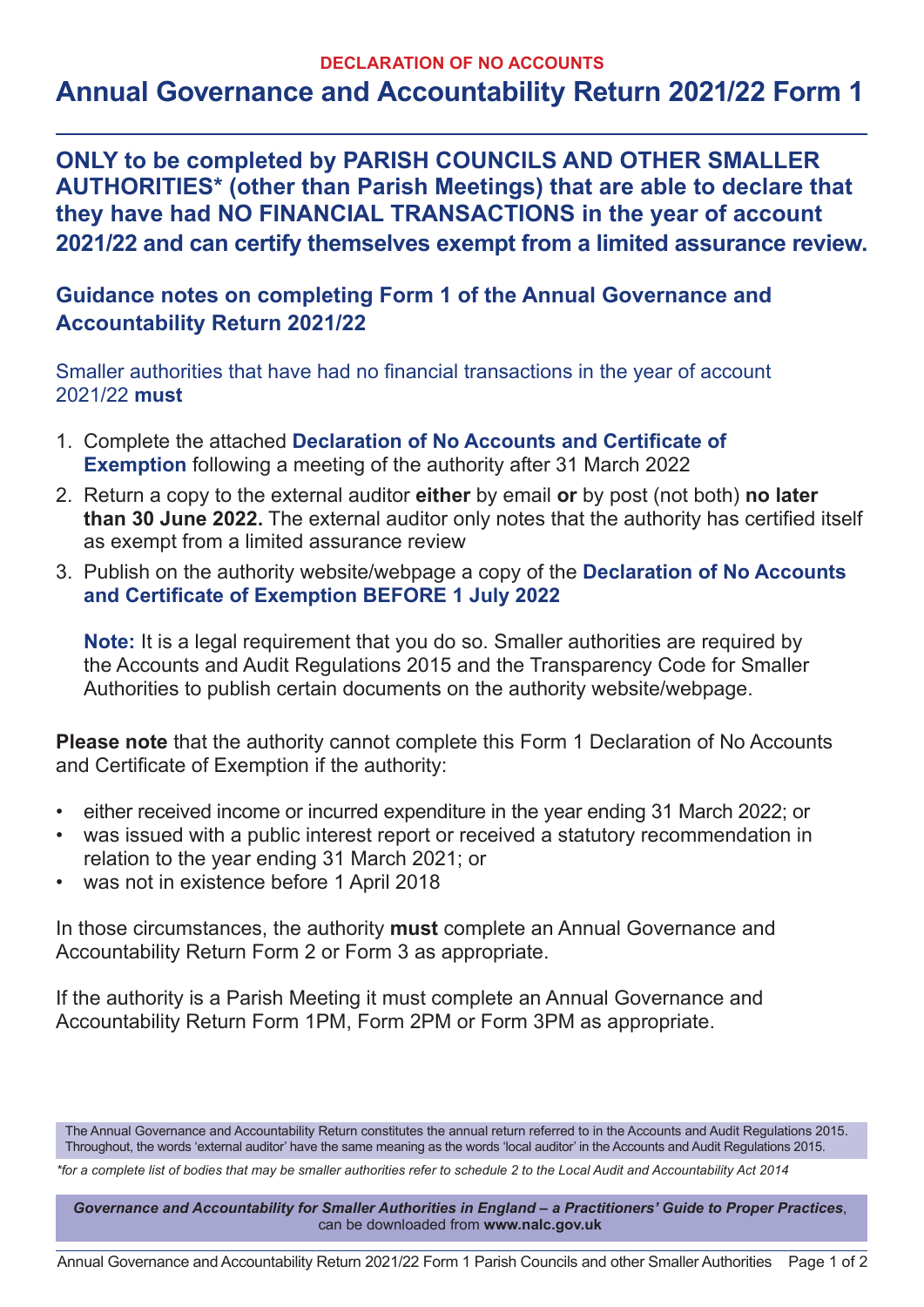**DECLARATION OF NO ACCOUNTS**

# Annual Governance and Accountability Return 2021/22 Form 1

## ONLY to be completed by PARISH COUNCILS AND OTHER SMALLER AUTHORITIES* (other than Parish Meetings) that are able to declare that they have had NO FINANCIAL TRANSACTIONS in the year of account 2021/22 and can certify themselves exempt from a limited assurance review.

### Guidance notes on completing Form 1 of the Annual Governance and Accountability Return 2021/22

Smaller authorities that have had no financial transactions in the year of account 2021/22 **must**

1. Complete the attached **Declaration of No Accounts and Certificate of Exemption** following a meeting of the authority after 31 March 2022
2. Return a copy to the external auditor **either** by email **or** by post (not both) **no later than 30 June 2022.** The external auditor only notes that the authority has certified itself as exempt from a limited assurance review
3. Publish on the authority website/webpage a copy of the **Declaration of No Accounts and Certificate of Exemption BEFORE 1 July 2022**

   **Note:** It is a legal requirement that you do so. Smaller authorities are required by the Accounts and Audit Regulations 2015 and the Transparency Code for Smaller Authorities to publish certain documents on the authority website/webpage.

**Please note** that the authority cannot complete this Form 1 Declaration of No Accounts and Certificate of Exemption if the authority:

- either received income or incurred expenditure in the year ending 31 March 2022; or
- was issued with a public interest report or received a statutory recommendation in relation to the year ending 31 March 2021; or
- was not in existence before 1 April 2018

In those circumstances, the authority **must** complete an Annual Governance and Accountability Return Form 2 or Form 3 as appropriate.

If the authority is a Parish Meeting it must complete an Annual Governance and Accountability Return Form 1PM, Form 2PM or Form 3PM as appropriate.

The Annual Governance and Accountability Return constitutes the annual return referred to in the Accounts and Audit Regulations 2015. Throughout, the words 'external auditor' have the same meaning as the words 'local auditor' in the Accounts and Audit Regulations 2015.

*\*for a complete list of bodies that may be smaller authorities refer to schedule 2 to the Local Audit and Accountability Act 2014*

***Governance and Accountability for Smaller Authorities in England – a Practitioners' Guide to Proper Practices***, can be downloaded from **www.nalc.gov.uk**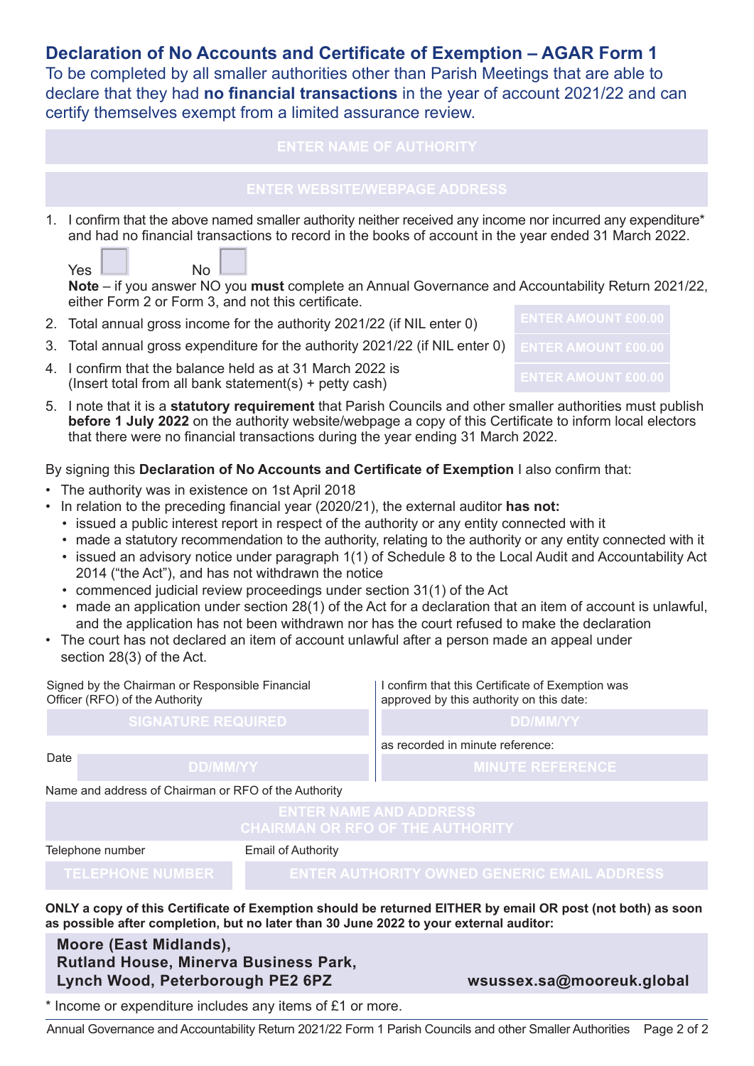# Declaration of No Accounts and Certificate of Exemption – AGAR Form 1

To be completed by all smaller authorities other than Parish Meetings that are able to declare that they had **no financial transactions** in the year of account 2021/22 and can certify themselves exempt from a limited assurance review.

ENTER NAME OF AUTHORITY

ENTER WEBSITE/WEBPAGE ADDRESS

1. I confirm that the above named smaller authority neither received any income nor incurred any expenditure* and had no financial transactions to record in the books of account in the year ended 31 March 2022.

   Yes ☐ No ☐

   **Note** – if you answer NO you **must** complete an Annual Governance and Accountability Return 2021/22, either Form 2 or Form 3, and not this certificate.

2. Total annual gross income for the authority 2021/22 (if NIL enter 0) — ENTER AMOUNT £00.00
3. Total annual gross expenditure for the authority 2021/22 (if NIL enter 0) — ENTER AMOUNT £00.00
4. I confirm that the balance held as at 31 March 2022 is (Insert total from all bank statement(s) + petty cash) — ENTER AMOUNT £00.00
5. I note that it is a **statutory requirement** that Parish Councils and other smaller authorities must publish **before 1 July 2022** on the authority website/webpage a copy of this Certificate to inform local electors that there were no financial transactions during the year ending 31 March 2022.

By signing this **Declaration of No Accounts and Certificate of Exemption** I also confirm that:

- The authority was in existence on 1st April 2018
- In relation to the preceding financial year (2020/21), the external auditor **has not:**
  - issued a public interest report in respect of the authority or any entity connected with it
  - made a statutory recommendation to the authority, relating to the authority or any entity connected with it
  - issued an advisory notice under paragraph 1(1) of Schedule 8 to the Local Audit and Accountability Act 2014 ("the Act"), and has not withdrawn the notice
  - commenced judicial review proceedings under section 31(1) of the Act
  - made an application under section 28(1) of the Act for a declaration that an item of account is unlawful, and the application has not been withdrawn nor has the court refused to make the declaration
- The court has not declared an item of account unlawful after a person made an appeal under section 28(3) of the Act.

Signed by the Chairman or Responsible Financial Officer (RFO) of the Authority

SIGNATURE REQUIRED

Date: DD/MM/YY

I confirm that this Certificate of Exemption was approved by this authority on this date:

DD/MM/YY

as recorded in minute reference:

MINUTE REFERENCE

Name and address of Chairman or RFO of the Authority

ENTER NAME AND ADDRESS CHAIRMAN OR RFO OF THE AUTHORITY

Telephone number: TELEPHONE NUMBER

Email of Authority: ENTER AUTHORITY OWNED GENERIC EMAIL ADDRESS

**ONLY a copy of this Certificate of Exemption should be returned EITHER by email OR post (not both) as soon as possible after completion, but no later than 30 June 2022 to your external auditor:**

**Moore (East Midlands),**
**Rutland House, Minerva Business Park,**
**Lynch Wood, Peterborough PE2 6PZ**

**wsussex.sa@mooreuk.global**

\* Income or expenditure includes any items of £1 or more.